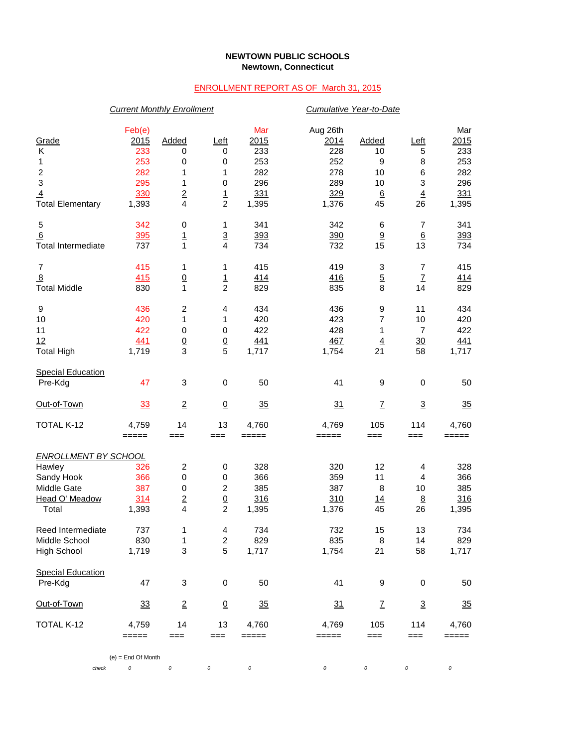**NEWTOWN PUBLIC SCHOOLS**
**Newtown, Connecticut**

ENROLLMENT REPORT AS OF March 31, 2015

| | *Current Monthly Enrollment* | | | | *Cumulative Year-to-Date* | | | |
|---|---|---|---|---|---|---|---|---|
| Grade | Feb(e) 2015 | Added | Left | Mar 2015 | Aug 26th 2014 | Added | Left | Mar 2015 |
| K | 233 | 0 | 0 | 233 | 228 | 10 | 5 | 233 |
| 1 | 253 | 0 | 0 | 253 | 252 | 9 | 8 | 253 |
| 2 | 282 | 1 | 1 | 282 | 278 | 10 | 6 | 282 |
| 3 | 295 | 1 | 0 | 296 | 289 | 10 | 3 | 296 |
| 4 | 330 | 2 | 1 | 331 | 329 | 6 | 4 | 331 |
| Total Elementary | 1,393 | 4 | 2 | 1,395 | 1,376 | 45 | 26 | 1,395 |
| 5 | 342 | 0 | 1 | 341 | 342 | 6 | 7 | 341 |
| 6 | 395 | 1 | 3 | 393 | 390 | 9 | 6 | 393 |
| Total Intermediate | 737 | 1 | 4 | 734 | 732 | 15 | 13 | 734 |
| 7 | 415 | 1 | 1 | 415 | 419 | 3 | 7 | 415 |
| 8 | 415 | 0 | 1 | 414 | 416 | 5 | 7 | 414 |
| Total Middle | 830 | 1 | 2 | 829 | 835 | 8 | 14 | 829 |
| 9 | 436 | 2 | 4 | 434 | 436 | 9 | 11 | 434 |
| 10 | 420 | 1 | 1 | 420 | 423 | 7 | 10 | 420 |
| 11 | 422 | 0 | 0 | 422 | 428 | 1 | 7 | 422 |
| 12 | 441 | 0 | 0 | 441 | 467 | 4 | 30 | 441 |
| Total High | 1,719 | 3 | 5 | 1,717 | 1,754 | 21 | 58 | 1,717 |
| Special Education Pre-Kdg | 47 | 3 | 0 | 50 | 41 | 9 | 0 | 50 |
| Out-of-Town | 33 | 2 | 0 | 35 | 31 | 7 | 3 | 35 |
| TOTAL K-12 | 4,759 | 14 | 13 | 4,760 | 4,769 | 105 | 114 | 4,760 |

| *ENROLLMENT BY SCHOOL* | Feb(e) 2015 | Added | Left | Mar 2015 | Aug 26th 2014 | Added | Left | Mar 2015 |
|---|---|---|---|---|---|---|---|---|
| Hawley | 326 | 2 | 0 | 328 | 320 | 12 | 4 | 328 |
| Sandy Hook | 366 | 0 | 0 | 366 | 359 | 11 | 4 | 366 |
| Middle Gate | 387 | 0 | 2 | 385 | 387 | 8 | 10 | 385 |
| Head O' Meadow | 314 | 2 | 0 | 316 | 310 | 14 | 8 | 316 |
| Total | 1,393 | 4 | 2 | 1,395 | 1,376 | 45 | 26 | 1,395 |
| Reed Intermediate | 737 | 1 | 4 | 734 | 732 | 15 | 13 | 734 |
| Middle School | 830 | 1 | 2 | 829 | 835 | 8 | 14 | 829 |
| High School | 1,719 | 3 | 5 | 1,717 | 1,754 | 21 | 58 | 1,717 |
| Special Education Pre-Kdg | 47 | 3 | 0 | 50 | 41 | 9 | 0 | 50 |
| Out-of-Town | 33 | 2 | 0 | 35 | 31 | 7 | 3 | 35 |
| TOTAL K-12 | 4,759 | 14 | 13 | 4,760 | 4,769 | 105 | 114 | 4,760 |
| *check* | 0 | 0 | 0 | 0 | 0 | 0 | 0 | 0 |

(e) = End Of Month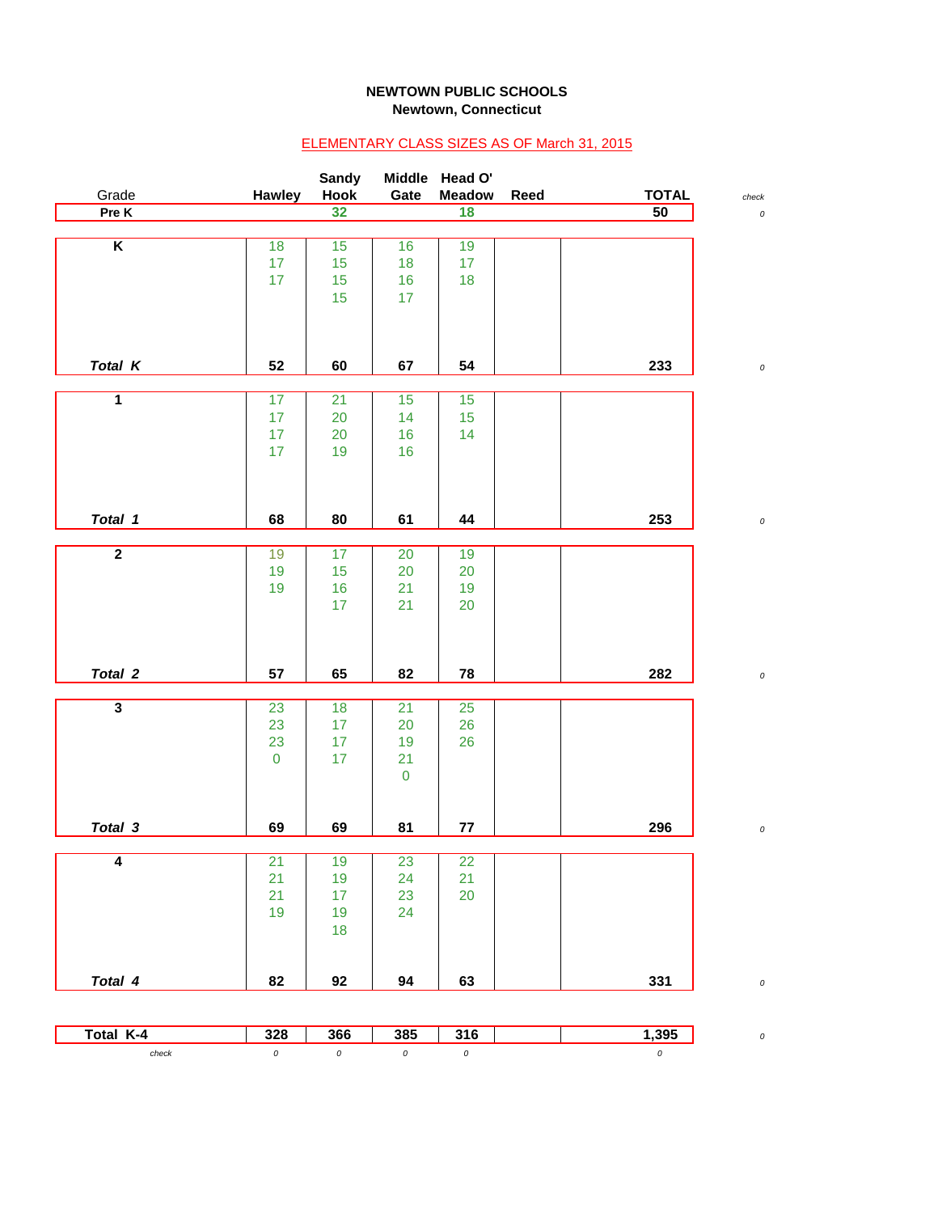**NEWTOWN PUBLIC SCHOOLS**
**Newtown, Connecticut**

ELEMENTARY CLASS SIZES AS OF March 31, 2015

| Grade | Hawley | Sandy Hook | Middle Gate | Head O' Meadow | Reed | TOTAL | check |
|---|---|---|---|---|---|---|---|
| **Pre K** | | 32 | | 18 | | **50** | 0 |
| **K** | 18 | 15 | 16 | 19 | | | |
| | 17 | 15 | 18 | 17 | | | |
| | 17 | 15 | 16 | 18 | | | |
| | | 15 | 17 | | | | |
| ***Total K*** | **52** | **60** | **67** | **54** | | **233** | 0 |
| **1** | 17 | 21 | 15 | 15 | | | |
| | 17 | 20 | 14 | 15 | | | |
| | 17 | 20 | 16 | 14 | | | |
| | 17 | 19 | 16 | | | | |
| ***Total 1*** | **68** | **80** | **61** | **44** | | **253** | 0 |
| **2** | 19 | 17 | 20 | 19 | | | |
| | 19 | 15 | 20 | 20 | | | |
| | 19 | 16 | 21 | 19 | | | |
| | | 17 | 21 | 20 | | | |
| ***Total 2*** | **57** | **65** | **82** | **78** | | **282** | 0 |
| **3** | 23 | 18 | 21 | 25 | | | |
| | 23 | 17 | 20 | 26 | | | |
| | 23 | 17 | 19 | 26 | | | |
| | 0 | 17 | 21 | | | | |
| | | | 0 | | | | |
| ***Total 3*** | **69** | **69** | **81** | **77** | | **296** | 0 |
| **4** | 21 | 19 | 23 | 22 | | | |
| | 21 | 19 | 24 | 21 | | | |
| | 21 | 17 | 23 | 20 | | | |
| | 19 | 19 | 24 | | | | |
| | | 18 | | | | | |
| ***Total 4*** | **82** | **92** | **94** | **63** | | **331** | 0 |
| **Total K-4** | **328** | **366** | **385** | **316** | | **1,395** | 0 |
| *check* | *0* | *0* | *0* | *0* | | *0* | |